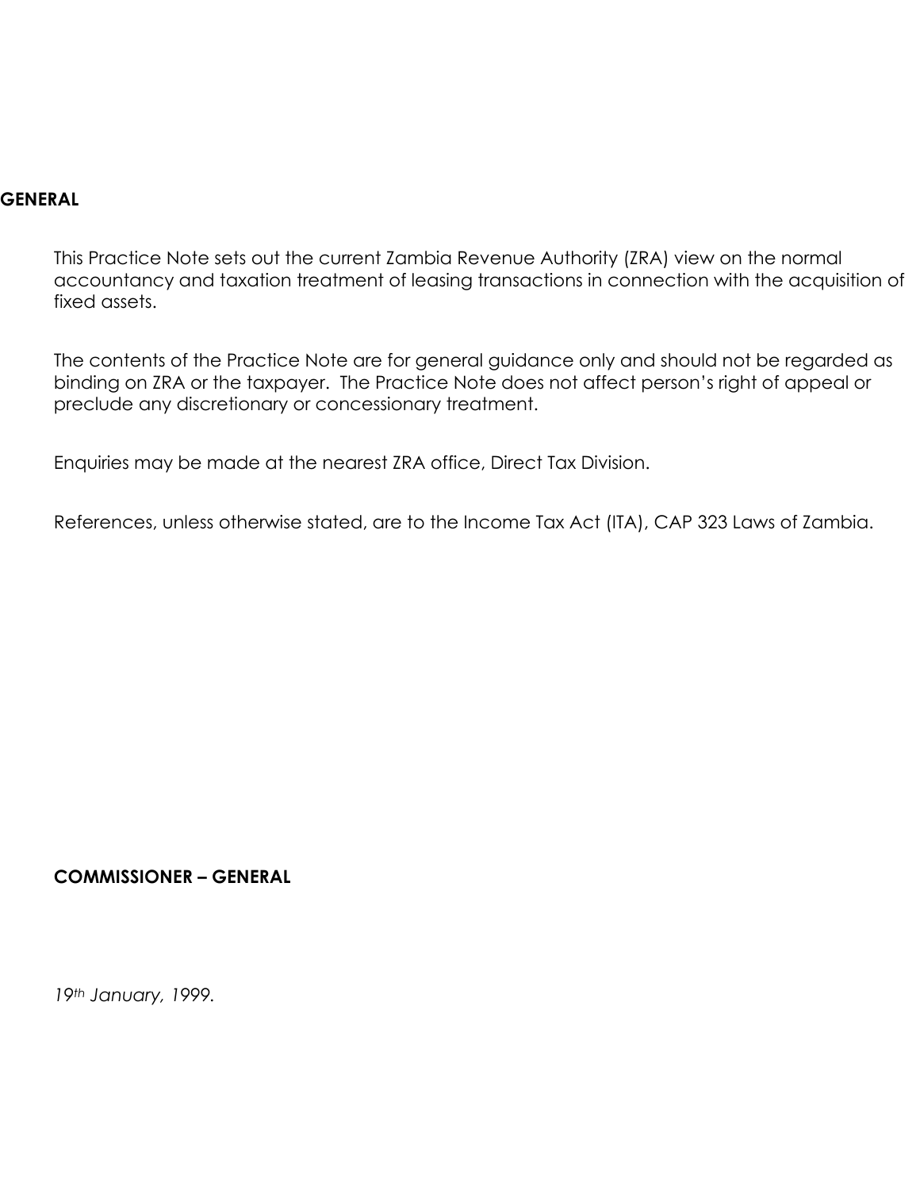## GENERAL

This Practice Note sets out the current Zambia Revenue Authority (ZRA) view on the normal accountancy and taxation treatment of leasing transactions in connection with the acquisition of fixed assets.

The contents of the Practice Note are for general guidance only and should not be regarded as binding on ZRA or the taxpayer. The Practice Note does not affect person's right of appeal or preclude any discretionary or concessionary treatment.

Enquiries may be made at the nearest ZRA office, Direct Tax Division.

References, unless otherwise stated, are to the Income Tax Act (ITA), CAP 323 Laws of Zambia.

**COMMISSIONER – GENERAL**

*19th January, 1999.*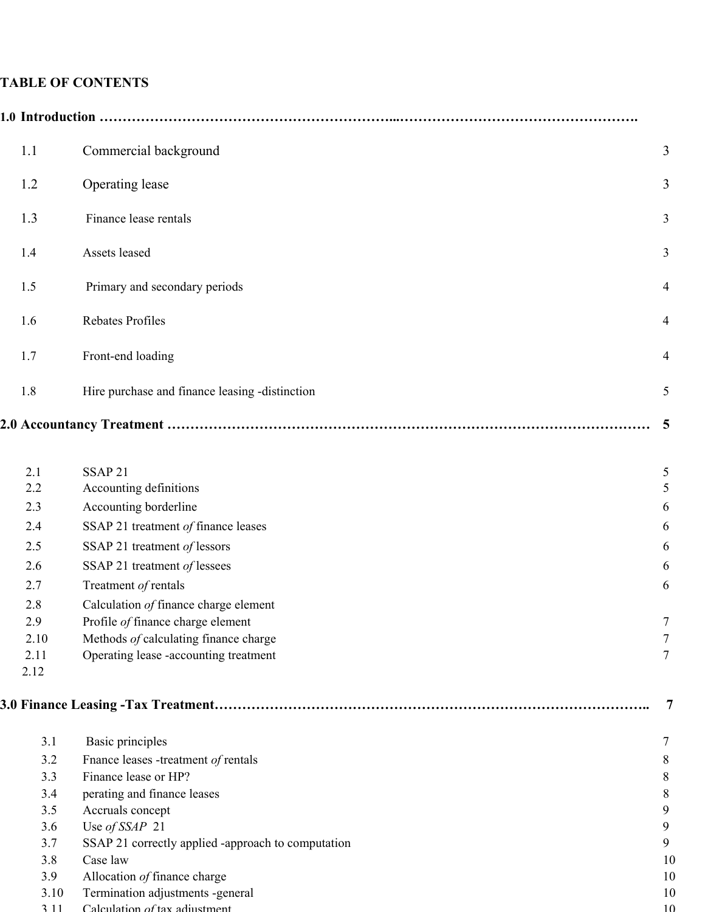## TABLE OF CONTENTS

**1.0 Introduction ……………………………………………………...…………………………………………….**

| | | |
|---|---|---|
| 1.1 | Commercial background | 3 |
| 1.2 | Operating lease | 3 |
| 1.3 | Finance lease rentals | 3 |
| 1.4 | Assets leased | 3 |
| 1.5 | Primary and secondary periods | 4 |
| 1.6 | Rebates Profiles | 4 |
| 1.7 | Front-end loading | 4 |
| 1.8 | Hire purchase and finance leasing -distinction | 5 |

**2.0 Accountancy Treatment ………………………………………………………………………………………… 5**

| | | |
|---|---|---|
| 2.1 | SSAP 21 | 5 |
| 2.2 | Accounting definitions | 5 |
| 2.3 | Accounting borderline | 6 |
| 2.4 | SSAP 21 treatment *of* finance leases | 6 |
| 2.5 | SSAP 21 treatment *of* lessors | 6 |
| 2.6 | SSAP 21 treatment *of* lessees | 6 |
| 2.7 | Treatment *of* rentals | 6 |
| 2.8 | Calculation *of* finance charge element | |
| 2.9 | Profile *of* finance charge element | 7 |
| 2.10 | Methods *of* calculating finance charge | 7 |
| 2.11 | Operating lease -accounting treatment | 7 |
| 2.12 | | |

**3.0 Finance Leasing -Tax Treatment…………………………………………………………………………….. 7**

| | | |
|---|---|---|
| 3.1 | Basic principles | 7 |
| 3.2 | Fnance leases -treatment *of* rentals | 8 |
| 3.3 | Finance lease or HP? | 8 |
| 3.4 | perating and finance leases | 8 |
| 3.5 | Accruals concept | 9 |
| 3.6 | Use *of SSAP* 21 | 9 |
| 3.7 | SSAP 21 correctly applied -approach to computation | 9 |
| 3.8 | Case law | 10 |
| 3.9 | Allocation *of* finance charge | 10 |
| 3.10 | Termination adjustments -general | 10 |
| 3.11 | Calculation *of* tax adjustment | 10 |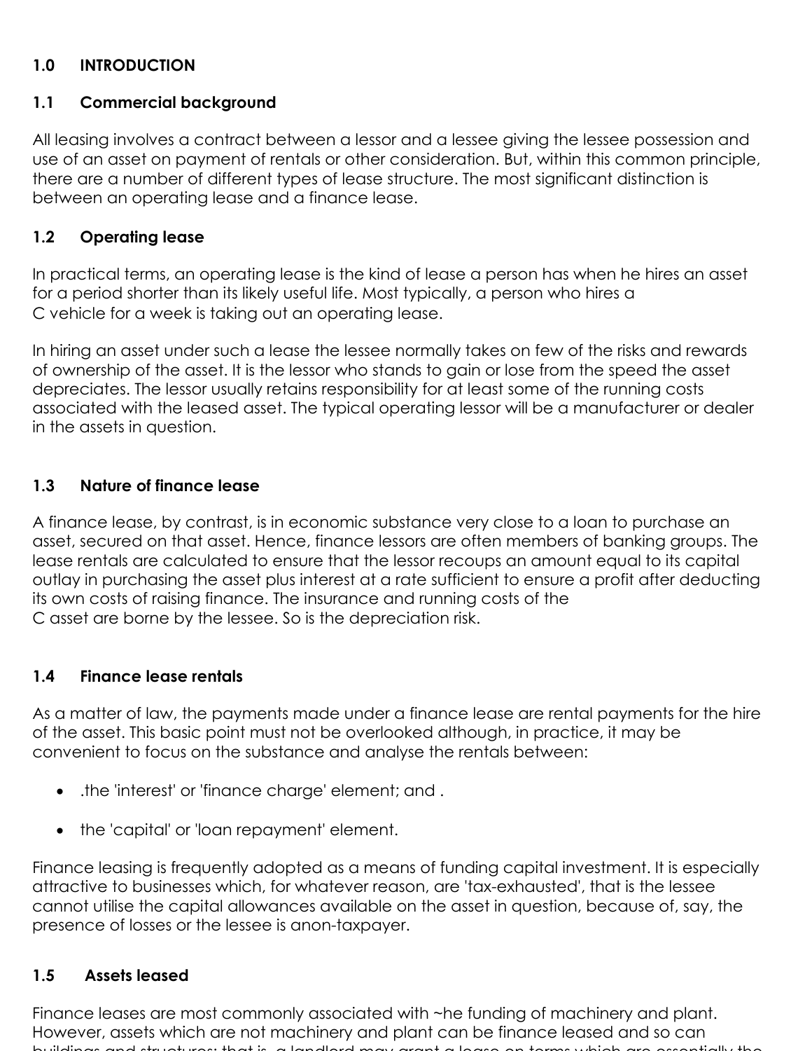## 1.0 INTRODUCTION

### 1.1 Commercial background

All leasing involves a contract between a lessor and a lessee giving the lessee possession and use of an asset on payment of rentals or other consideration. But, within this common principle, there are a number of different types of lease structure. The most significant distinction is between an operating lease and a finance lease.

### 1.2 Operating lease

In practical terms, an operating lease is the kind of lease a person has when he hires an asset for a period shorter than its likely useful life. Most typically, a person who hires a C vehicle for a week is taking out an operating lease.

In hiring an asset under such a lease the lessee normally takes on few of the risks and rewards of ownership of the asset. It is the lessor who stands to gain or lose from the speed the asset depreciates. The lessor usually retains responsibility for at least some of the running costs associated with the leased asset. The typical operating lessor will be a manufacturer or dealer in the assets in question.

### 1.3 Nature of finance lease

A finance lease, by contrast, is in economic substance very close to a loan to purchase an asset, secured on that asset. Hence, finance lessors are often members of banking groups. The lease rentals are calculated to ensure that the lessor recoups an amount equal to its capital outlay in purchasing the asset plus interest at a rate sufficient to ensure a profit after deducting its own costs of raising finance. The insurance and running costs of the C asset are borne by the lessee. So is the depreciation risk.

### 1.4 Finance lease rentals

As a matter of law, the payments made under a finance lease are rental payments for the hire of the asset. This basic point must not be overlooked although, in practice, it may be convenient to focus on the substance and analyse the rentals between:

- .the 'interest' or 'finance charge' element; and .
- the 'capital' or 'loan repayment' element.

Finance leasing is frequently adopted as a means of funding capital investment. It is especially attractive to businesses which, for whatever reason, are 'tax-exhausted', that is the lessee cannot utilise the capital allowances available on the asset in question, because of, say, the presence of losses or the lessee is anon-taxpayer.

### 1.5 Assets leased

Finance leases are most commonly associated with ~he funding of machinery and plant. However, assets which are not machinery and plant can be finance leased and so can buildings and structures; that is, a landlord may grant a lease on terms which are essentially the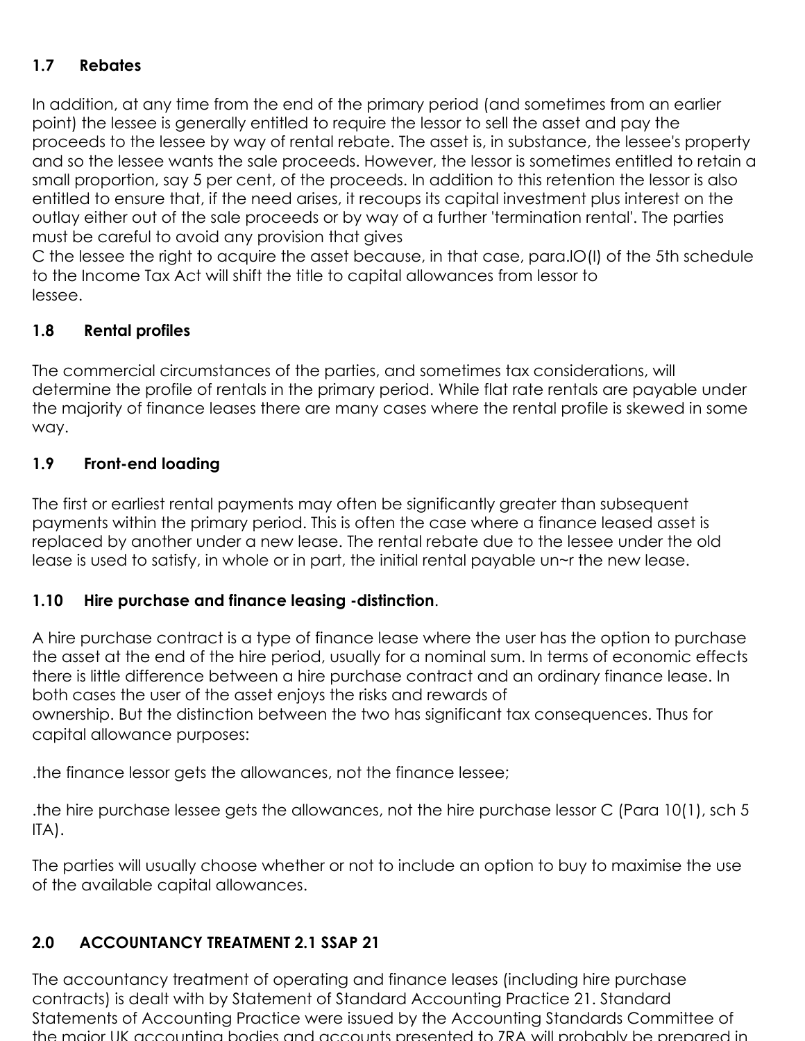## 1.7 Rebates

In addition, at any time from the end of the primary period (and sometimes from an earlier point) the lessee is generally entitled to require the lessor to sell the asset and pay the proceeds to the lessee by way of rental rebate. The asset is, in substance, the lessee's property and so the lessee wants the sale proceeds. However, the lessor is sometimes entitled to retain a small proportion, say 5 per cent, of the proceeds. In addition to this retention the lessor is also entitled to ensure that, if the need arises, it recoups its capital investment plus interest on the outlay either out of the sale proceeds or by way of a further 'termination rental'. The parties must be careful to avoid any provision that gives
C the lessee the right to acquire the asset because, in that case, para.lO(l) of the 5th schedule to the Income Tax Act will shift the title to capital allowances from lessor to
lessee.

## 1.8 Rental profiles

The commercial circumstances of the parties, and sometimes tax considerations, will determine the profile of rentals in the primary period. While flat rate rentals are payable under the majority of finance leases there are many cases where the rental profile is skewed in some way.

## 1.9 Front-end loading

The first or earliest rental payments may often be significantly greater than subsequent payments within the primary period. This is often the case where a finance leased asset is replaced by another under a new lease. The rental rebate due to the lessee under the old lease is used to satisfy, in whole or in part, the initial rental payable un~r the new lease.

## 1.10 Hire purchase and finance leasing -distinction.

A hire purchase contract is a type of finance lease where the user has the option to purchase the asset at the end of the hire period, usually for a nominal sum. In terms of economic effects there is little difference between a hire purchase contract and an ordinary finance lease. In both cases the user of the asset enjoys the risks and rewards of
ownership. But the distinction between the two has significant tax consequences. Thus for capital allowance purposes:

.the finance lessor gets the allowances, not the finance lessee;

.the hire purchase lessee gets the allowances, not the hire purchase lessor C (Para 10(1), sch 5 ITA).

The parties will usually choose whether or not to include an option to buy to maximise the use of the available capital allowances.

## 2.0 ACCOUNTANCY TREATMENT 2.1 SSAP 21

The accountancy treatment of operating and finance leases (including hire purchase contracts) is dealt with by Statement of Standard Accounting Practice 21. Standard Statements of Accounting Practice were issued by the Accounting Standards Committee of the major UK accounting bodies and accounts presented to ZRA will probably be prepared in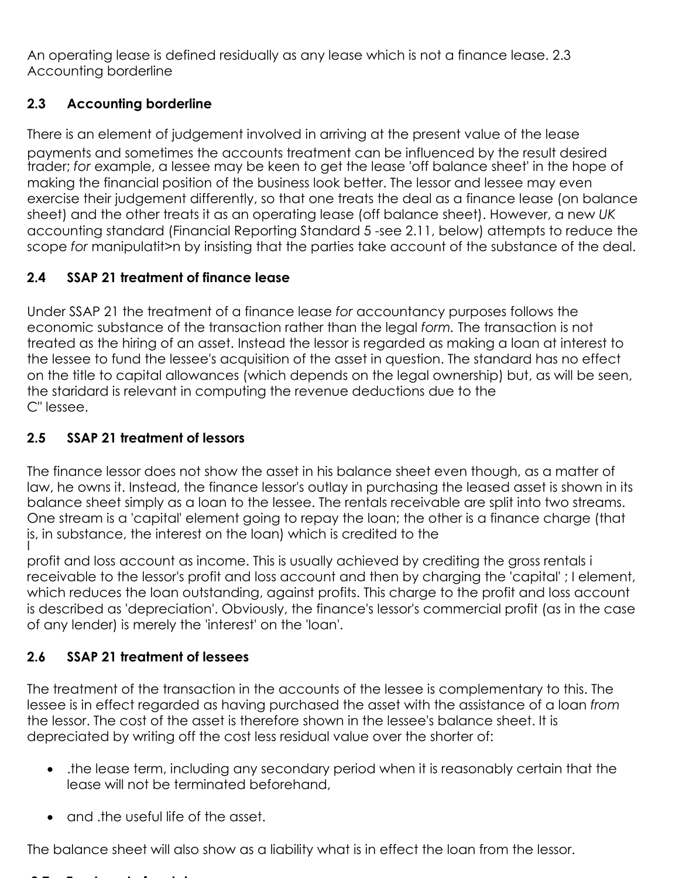An operating lease is defined residually as any lease which is not a finance lease. 2.3 Accounting borderline

## 2.3 Accounting borderline

There is an element of judgement involved in arriving at the present value of the lease payments and sometimes the accounts treatment can be influenced by the result desired trader; *for* example, a lessee may be keen to get the lease 'off balance sheet' in the hope of making the financial position of the business look better. The lessor and lessee may even exercise their judgement differently, so that one treats the deal as a finance lease (on balance sheet) and the other treats it as an operating lease (off balance sheet). However, a new *UK* accounting standard (Financial Reporting Standard 5 -see 2.11, below) attempts to reduce the scope *for* manipulatit>n by insisting that the parties take account of the substance of the deal.

## 2.4 SSAP 21 treatment of finance lease

Under SSAP 21 the treatment of a finance lease *for* accountancy purposes follows the economic substance of the transaction rather than the legal *form.* The transaction is not treated as the hiring of an asset. Instead the lessor is regarded as making a loan at interest to the lessee to fund the lessee's acquisition of the asset in question. The standard has no effect on the title to capital allowances (which depends on the legal ownership) but, as will be seen, the staridard is relevant in computing the revenue deductions due to the
C" lessee.

## 2.5 SSAP 21 treatment of lessors

The finance lessor does not show the asset in his balance sheet even though, as a matter of law, he owns it. Instead, the finance lessor's outlay in purchasing the leased asset is shown in its balance sheet simply as a loan to the lessee. The rentals receivable are split into two streams. One stream is a 'capital' element going to repay the loan; the other is a finance charge (that is, in substance, the interest on the loan) which is credited to the
I
profit and loss account as income. This is usually achieved by crediting the gross rentals i receivable to the lessor's profit and loss account and then by charging the 'capital' ; I element, which reduces the loan outstanding, against profits. This charge to the profit and loss account is described as 'depreciation'. Obviously, the finance's lessor's commercial profit (as in the case of any lender) is merely the 'interest' on the 'loan'.

## 2.6 SSAP 21 treatment of lessees

The treatment of the transaction in the accounts of the lessee is complementary to this. The lessee is in effect regarded as having purchased the asset with the assistance of a loan *from* the lessor. The cost of the asset is therefore shown in the lessee's balance sheet. It is depreciated by writing off the cost less residual value over the shorter of:

- .the lease term, including any secondary period when it is reasonably certain that the lease will not be terminated beforehand,
- and .the useful life of the asset.

The balance sheet will also show as a liability what is in effect the loan from the lessor.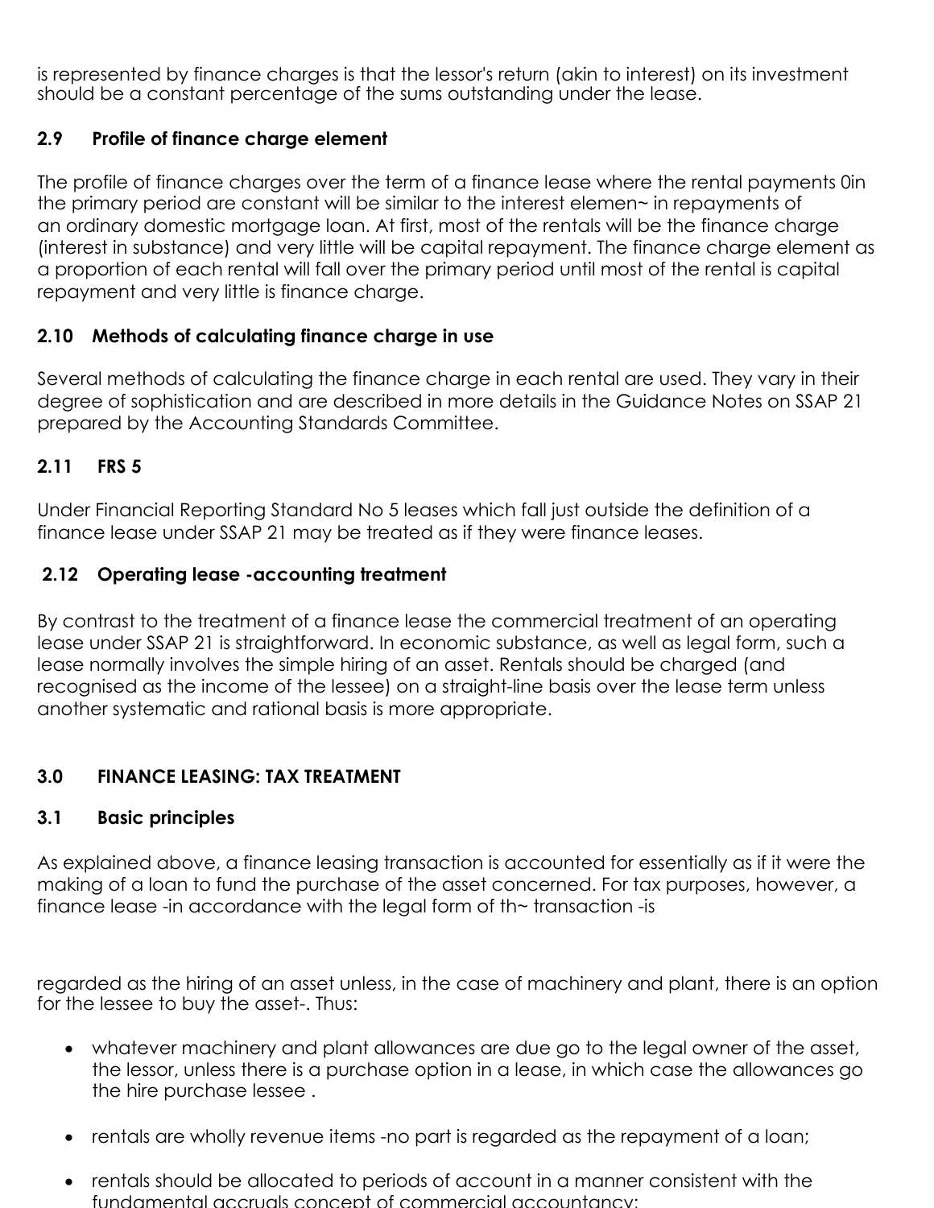is represented by finance charges is that the lessor's return (akin to interest) on its investment should be a constant percentage of the sums outstanding under the lease.

### 2.9 Profile of finance charge element

The profile of finance charges over the term of a finance lease where the rental payments 0in the primary period are constant will be similar to the interest elemen~ in repayments of an ordinary domestic mortgage loan. At first, most of the rentals will be the finance charge (interest in substance) and very little will be capital repayment. The finance charge element as a proportion of each rental will fall over the primary period until most of the rental is capital repayment and very little is finance charge.

### 2.10 Methods of calculating finance charge in use

Several methods of calculating the finance charge in each rental are used. They vary in their degree of sophistication and are described in more details in the Guidance Notes on SSAP 21 prepared by the Accounting Standards Committee.

### 2.11 FRS 5

Under Financial Reporting Standard No 5 leases which fall just outside the definition of a finance lease under SSAP 21 may be treated as if they were finance leases.

### 2.12 Operating lease -accounting treatment

By contrast to the treatment of a finance lease the commercial treatment of an operating lease under SSAP 21 is straightforward. In economic substance, as well as legal form, such a lease normally involves the simple hiring of an asset. Rentals should be charged (and recognised as the income of the lessee) on a straight-line basis over the lease term unless another systematic and rational basis is more appropriate.

## 3.0 FINANCE LEASING: TAX TREATMENT

### 3.1 Basic principles

As explained above, a finance leasing transaction is accounted for essentially as if it were the making of a loan to fund the purchase of the asset concerned. For tax purposes, however, a finance lease -in accordance with the legal form of th~ transaction -is

regarded as the hiring of an asset unless, in the case of machinery and plant, there is an option for the lessee to buy the asset-. Thus:

- whatever machinery and plant allowances are due go to the legal owner of the asset, the lessor, unless there is a purchase option in a lease, in which case the allowances go the hire purchase lessee .
- rentals are wholly revenue items -no part is regarded as the repayment of a loan;
- rentals should be allocated to periods of account in a manner consistent with the fundamental accruals concept of commercial accountancy;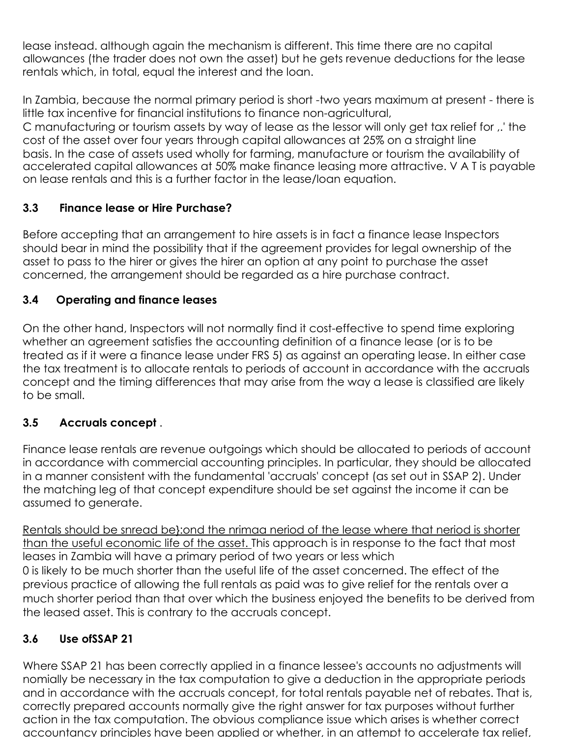lease instead. although again the mechanism is different. This time there are no capital allowances (the trader does not own the asset) but he gets revenue deductions for the lease rentals which, in total, equal the interest and the loan.

In Zambia, because the normal primary period is short -two years maximum at present - there is little tax incentive for financial institutions to finance non-agricultural,
C manufacturing or tourism assets by way of lease as the lessor will only get tax relief for ,.' the cost of the asset over four years through capital allowances at 25% on a straight line basis. In the case of assets used wholly for farming, manufacture or tourism the availability of accelerated capital allowances at 50% make finance leasing more attractive. V A T is payable on lease rentals and this is a further factor in the lease/loan equation.

### 3.3 Finance lease or Hire Purchase?

Before accepting that an arrangement to hire assets is in fact a finance lease Inspectors should bear in mind the possibility that if the agreement provides for legal ownership of the asset to pass to the hirer or gives the hirer an option at any point to purchase the asset concerned, the arrangement should be regarded as a hire purchase contract.

### 3.4 Operating and finance leases

On the other hand, Inspectors will not normally find it cost-effective to spend time exploring whether an agreement satisfies the accounting definition of a finance lease (or is to be treated as if it were a finance lease under FRS 5) as against an operating lease. In either case the tax treatment is to allocate rentals to periods of account in accordance with the accruals concept and the timing differences that may arise from the way a lease is classified are likely to be small.

### 3.5 Accruals concept .

Finance lease rentals are revenue outgoings which should be allocated to periods of account in accordance with commercial accounting principles. In particular, they should be allocated in a manner consistent with the fundamental 'accruals' concept (as set out in SSAP 2). Under the matching leg of that concept expenditure should be set against the income it can be assumed to generate.

<u>Rentals should be snread be}:ond the nrimaa neriod of the lease where that neriod is shorter than the useful economic life of the asset.</u> This approach is in response to the fact that most leases in Zambia will have a primary period of two years or less which
0 is likely to be much shorter than the useful life of the asset concerned. The effect of the previous practice of allowing the full rentals as paid was to give relief for the rentals over a much shorter period than that over which the business enjoyed the benefits to be derived from the leased asset. This is contrary to the accruals concept.

### 3.6 Use ofSSAP 21

Where SSAP 21 has been correctly applied in a finance lessee's accounts no adjustments will nomially be necessary in the tax computation to give a deduction in the appropriate periods and in accordance with the accruals concept, for total rentals payable net of rebates. That is, correctly prepared accounts normally give the right answer for tax purposes without further action in the tax computation. The obvious compliance issue which arises is whether correct accountancy principles have been applied or whether, in an attempt to accelerate tax relief,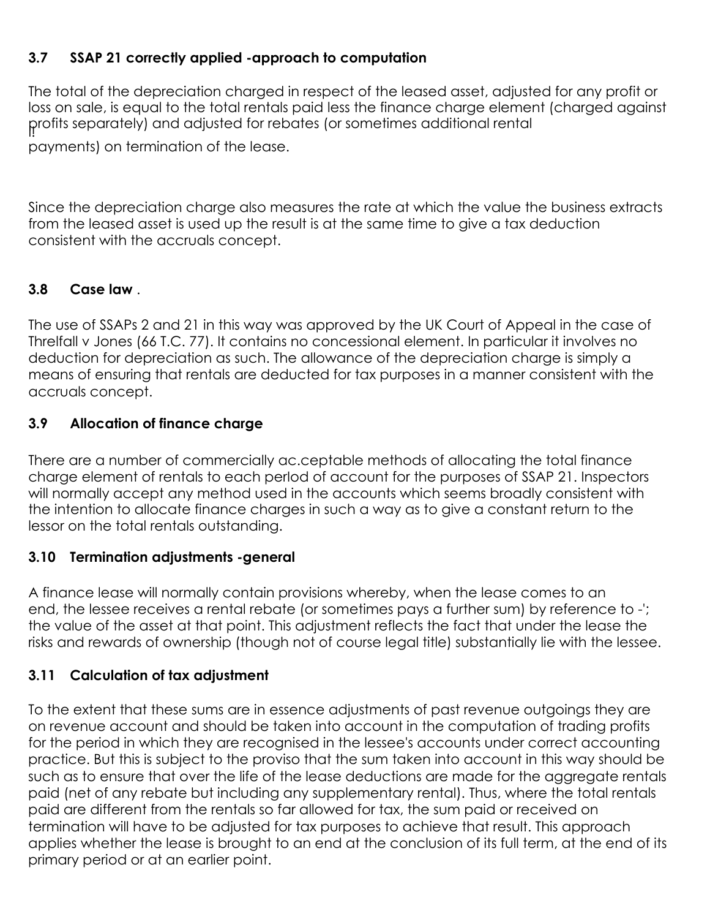### 3.7 SSAP 21 correctly applied -approach to computation

The total of the depreciation charged in respect of the leased asset, adjusted for any profit or loss on sale, is equal to the total rentals paid less the finance charge element (charged against profits separately) and adjusted for rebates (or sometimes additional rental payments) on termination of the lease.

Since the depreciation charge also measures the rate at which the value the business extracts from the leased asset is used up the result is at the same time to give a tax deduction consistent with the accruals concept.

### 3.8 Case law .

The use of SSAPs 2 and 21 in this way was approved by the UK Court of Appeal in the case of Threlfall v Jones (66 T.C. 77). It contains no concessional element. In particular it involves no deduction for depreciation as such. The allowance of the depreciation charge is simply a means of ensuring that rentals are deducted for tax purposes in a manner consistent with the accruals concept.

### 3.9 Allocation of finance charge

There are a number of commercially ac.ceptable methods of allocating the total finance charge element of rentals to each perlod of account for the purposes of SSAP 21. Inspectors will normally accept any method used in the accounts which seems broadly consistent with the intention to allocate finance charges in such a way as to give a constant return to the lessor on the total rentals outstanding.

### 3.10 Termination adjustments -general

A finance lease will normally contain provisions whereby, when the lease comes to an end, the lessee receives a rental rebate (or sometimes pays a further sum) by reference to -'; the value of the asset at that point. This adjustment reflects the fact that under the lease the risks and rewards of ownership (though not of course legal title) substantially lie with the lessee.

### 3.11 Calculation of tax adjustment

To the extent that these sums are in essence adjustments of past revenue outgoings they are on revenue account and should be taken into account in the computation of trading profits for the period in which they are recognised in the lessee's accounts under correct accounting practice. But this is subject to the proviso that the sum taken into account in this way should be such as to ensure that over the life of the lease deductions are made for the aggregate rentals paid (net of any rebate but including any supplementary rental). Thus, where the total rentals paid are different from the rentals so far allowed for tax, the sum paid or received on termination will have to be adjusted for tax purposes to achieve that result. This approach applies whether the lease is brought to an end at the conclusion of its full term, at the end of its primary period or at an earlier point.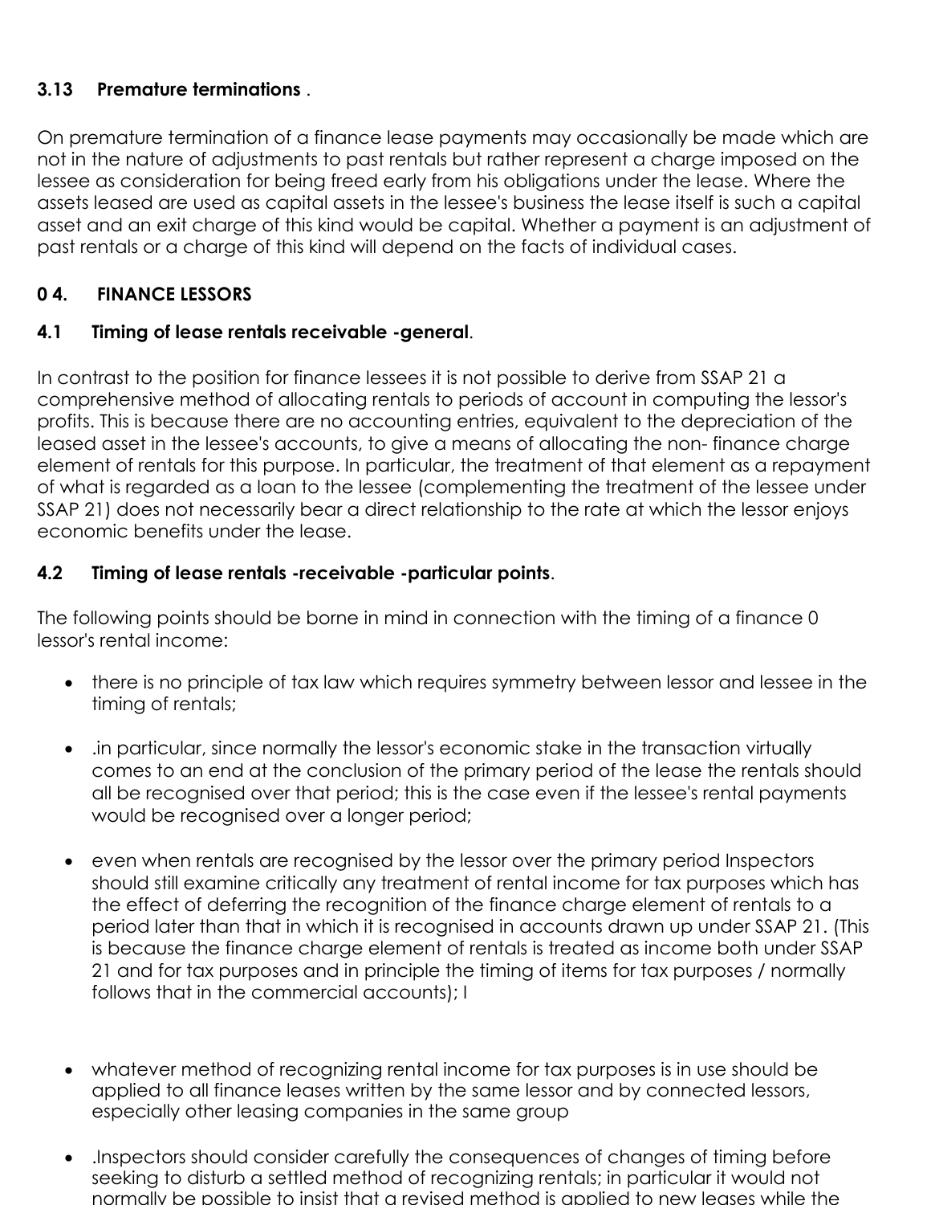### 3.13 Premature terminations .

On premature termination of a finance lease payments may occasionally be made which are not in the nature of adjustments to past rentals but rather represent a charge imposed on the lessee as consideration for being freed early from his obligations under the lease. Where the assets leased are used as capital assets in the lessee's business the lease itself is such a capital asset and an exit charge of this kind would be capital. Whether a payment is an adjustment of past rentals or a charge of this kind will depend on the facts of individual cases.

## 0 4. FINANCE LESSORS

### 4.1 Timing of lease rentals receivable -general.

In contrast to the position for finance lessees it is not possible to derive from SSAP 21 a comprehensive method of allocating rentals to periods of account in computing the lessor's profits. This is because there are no accounting entries, equivalent to the depreciation of the leased asset in the lessee's accounts, to give a means of allocating the non- finance charge element of rentals for this purpose. In particular, the treatment of that element as a repayment of what is regarded as a loan to the lessee (complementing the treatment of the lessee under SSAP 21) does not necessarily bear a direct relationship to the rate at which the lessor enjoys economic benefits under the lease.

### 4.2 Timing of lease rentals -receivable -particular points.

The following points should be borne in mind in connection with the timing of a finance 0 lessor's rental income:

- there is no principle of tax law which requires symmetry between lessor and lessee in the timing of rentals;
- .in particular, since normally the lessor's economic stake in the transaction virtually comes to an end at the conclusion of the primary period of the lease the rentals should all be recognised over that period; this is the case even if the lessee's rental payments would be recognised over a longer period;
- even when rentals are recognised by the lessor over the primary period Inspectors should still examine critically any treatment of rental income for tax purposes which has the effect of deferring the recognition of the finance charge element of rentals to a period later than that in which it is recognised in accounts drawn up under SSAP 21. (This is because the finance charge element of rentals is treated as income both under SSAP 21 and for tax purposes and in principle the timing of items for tax purposes / normally follows that in the commercial accounts); I
- whatever method of recognizing rental income for tax purposes is in use should be applied to all finance leases written by the same lessor and by connected lessors, especially other leasing companies in the same group
- .Inspectors should consider carefully the consequences of changes of timing before seeking to disturb a settled method of recognizing rentals; in particular it would not normally be possible to insist that a revised method is applied to new leases while the